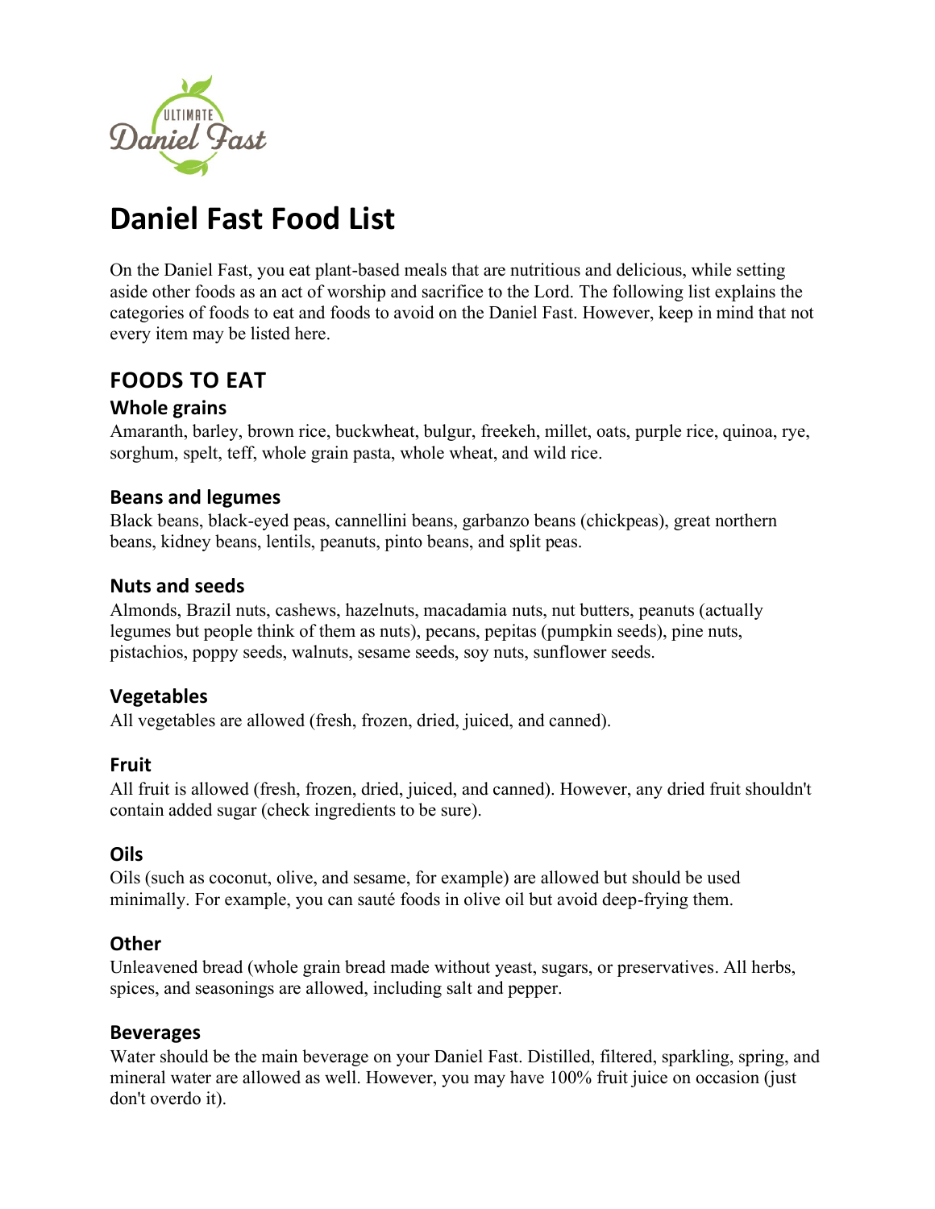# Daniel Fast Food List

On the Daniel Fast, you eat plant-based meals that are nutritious and delicious, while setting aside other foods as an act of worship and sacrifice to the Lord. The following list explains the categories of foods to eat and foods to avoid on the Daniel Fast. However, keep in mind that not every item may be listed here.

## FOODS TO EAT

### Whole grains

Amaranth, barley, brown rice, buckwheat, bulgur, freekeh, millet, oats, purple rice, quinoa, rye, sorghum, spelt, teff, whole grain pasta, whole wheat, and wild rice.

### Beans and legumes

Black beans, black-eyed peas, cannellini beans, garbanzo beans (chickpeas), great northern beans, kidney beans, lentils, peanuts, pinto beans, and split peas.

### Nuts and seeds

Almonds, Brazil nuts, cashews, hazelnuts, macadamia nuts, nut butters, peanuts (actually legumes but people think of them as nuts), pecans, pepitas (pumpkin seeds), pine nuts, pistachios, poppy seeds, walnuts, sesame seeds, soy nuts, sunflower seeds.

### Vegetables

All vegetables are allowed (fresh, frozen, dried, juiced, and canned).

### Fruit

All fruit is allowed (fresh, frozen, dried, juiced, and canned). However, any dried fruit shouldn't contain added sugar (check ingredients to be sure).

### Oils

Oils (such as coconut, olive, and sesame, for example) are allowed but should be used minimally. For example, you can sauté foods in olive oil but avoid deep-frying them.

### Other

Unleavened bread (whole grain bread made without yeast, sugars, or preservatives. All herbs, spices, and seasonings are allowed, including salt and pepper.

### Beverages

Water should be the main beverage on your Daniel Fast. Distilled, filtered, sparkling, spring, and mineral water are allowed as well. However, you may have 100% fruit juice on occasion (just don't overdo it).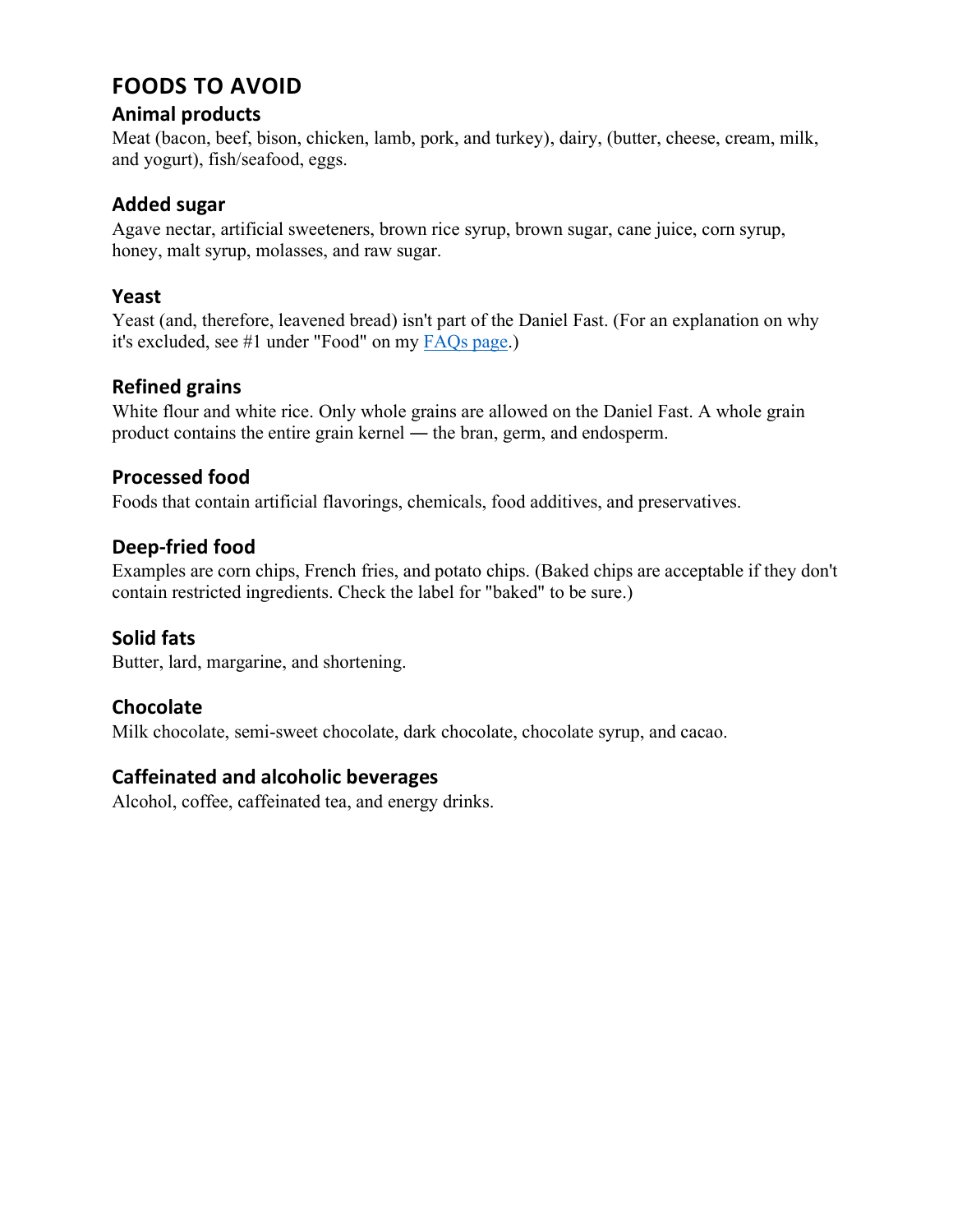# FOODS TO AVOID

## Animal products

Meat (bacon, beef, bison, chicken, lamb, pork, and turkey), dairy, (butter, cheese, cream, milk, and yogurt), fish/seafood, eggs.

## Added sugar

Agave nectar, artificial sweeteners, brown rice syrup, brown sugar, cane juice, corn syrup, honey, malt syrup, molasses, and raw sugar.

## Yeast

Yeast (and, therefore, leavened bread) isn't part of the Daniel Fast. (For an explanation on why it's excluded, see #1 under "Food" on my FAQs page.)

## Refined grains

White flour and white rice. Only whole grains are allowed on the Daniel Fast. A whole grain product contains the entire grain kernel — the bran, germ, and endosperm.

## Processed food

Foods that contain artificial flavorings, chemicals, food additives, and preservatives.

## Deep-fried food

Examples are corn chips, French fries, and potato chips. (Baked chips are acceptable if they don't contain restricted ingredients. Check the label for "baked" to be sure.)

## Solid fats

Butter, lard, margarine, and shortening.

## Chocolate

Milk chocolate, semi-sweet chocolate, dark chocolate, chocolate syrup, and cacao.

## Caffeinated and alcoholic beverages

Alcohol, coffee, caffeinated tea, and energy drinks.